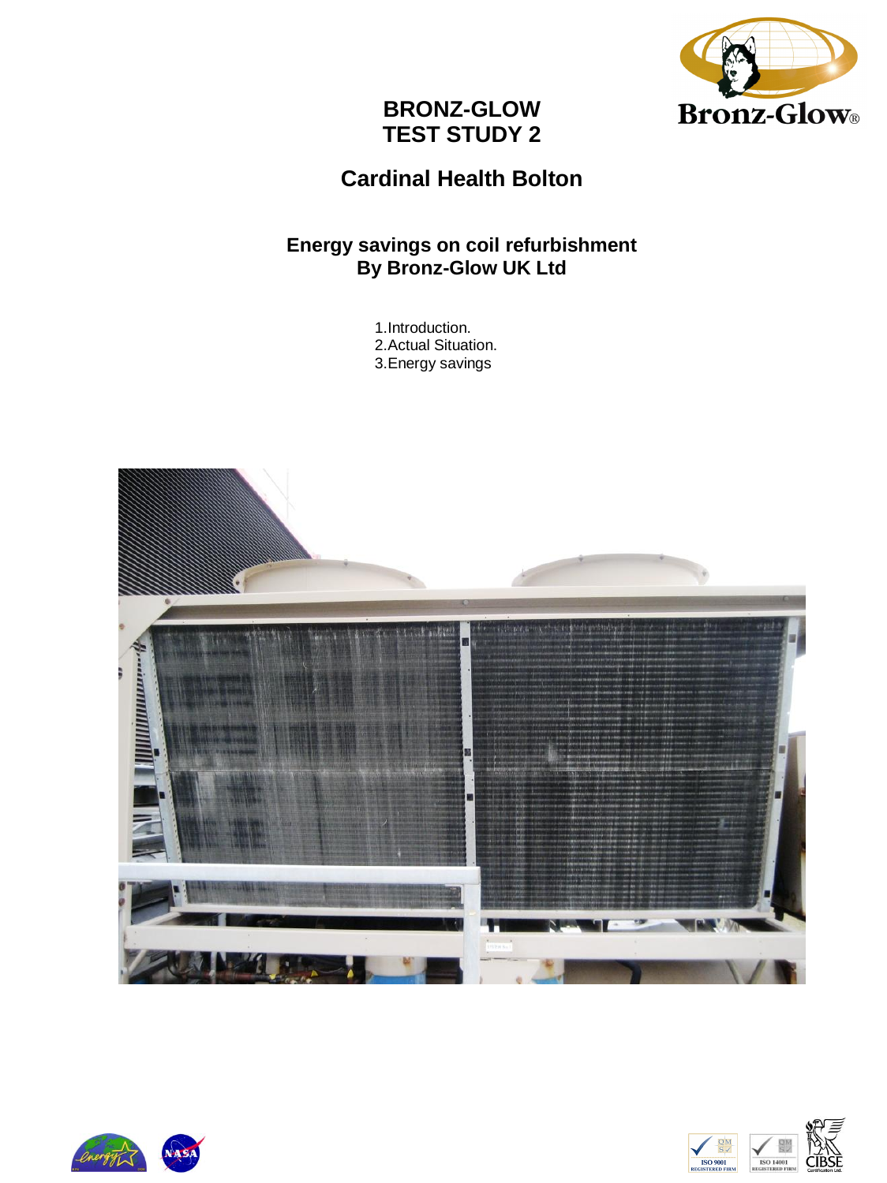# BRONZ-GLOW
# TEST STUDY 2

## Cardinal Health Bolton

### Energy savings on coil refurbishment
### By Bronz-Glow UK Ltd

1. Introduction.
2. Actual Situation.
3. Energy savings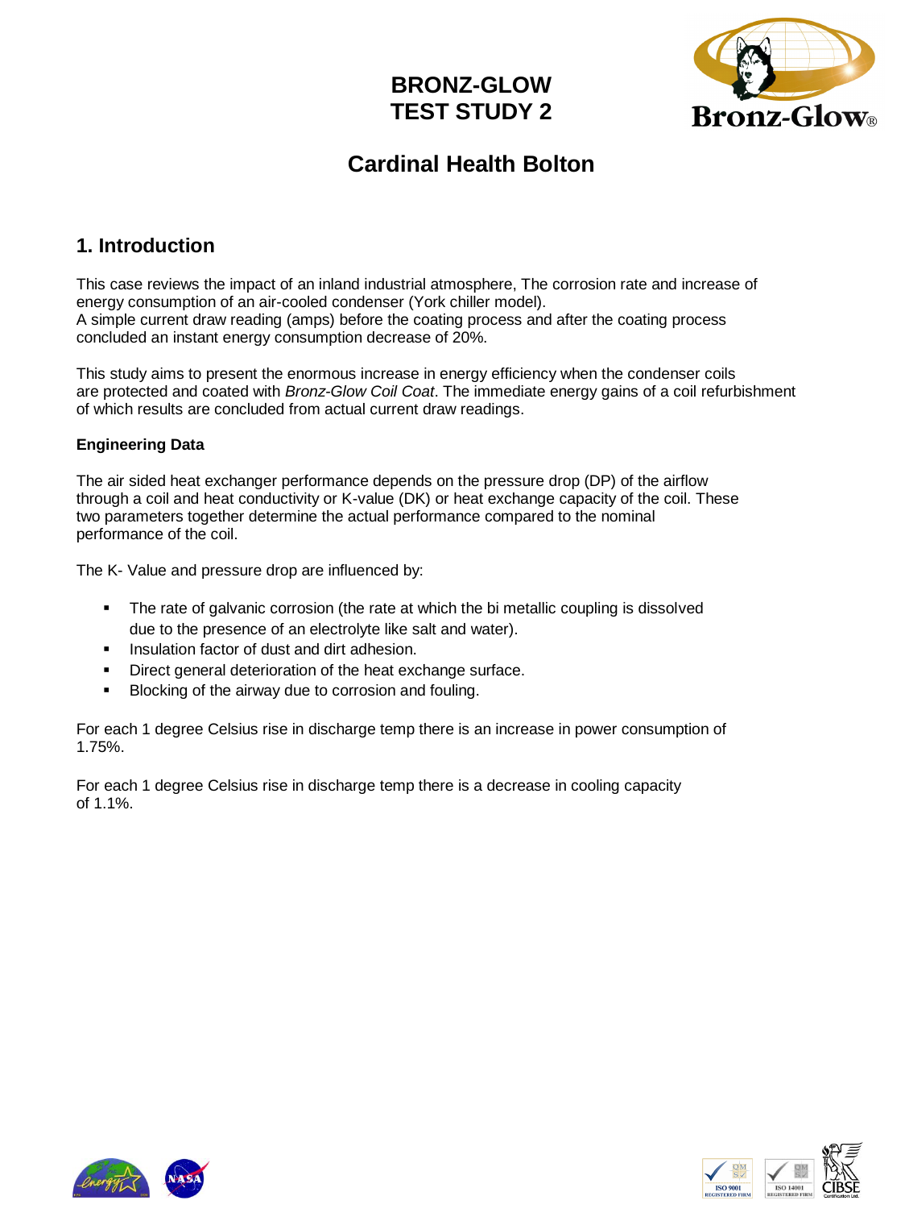# BRONZ-GLOW TEST STUDY 2

## Cardinal Health Bolton

## 1. Introduction

This case reviews the impact of an inland industrial atmosphere, The corrosion rate and increase of energy consumption of an air-cooled condenser (York chiller model).
A simple current draw reading (amps) before the coating process and after the coating process concluded an instant energy consumption decrease of 20%.

This study aims to present the enormous increase in energy efficiency when the condenser coils are protected and coated with *Bronz-Glow Coil Coat*. The immediate energy gains of a coil refurbishment of which results are concluded from actual current draw readings.

**Engineering Data**

The air sided heat exchanger performance depends on the pressure drop (DP) of the airflow through a coil and heat conductivity or K-value (DK) or heat exchange capacity of the coil. These two parameters together determine the actual performance compared to the nominal performance of the coil.

The K- Value and pressure drop are influenced by:

- The rate of galvanic corrosion (the rate at which the bi metallic coupling is dissolved due to the presence of an electrolyte like salt and water).
- Insulation factor of dust and dirt adhesion.
- Direct general deterioration of the heat exchange surface.
- Blocking of the airway due to corrosion and fouling.

For each 1 degree Celsius rise in discharge temp there is an increase in power consumption of 1.75%.

For each 1 degree Celsius rise in discharge temp there is a decrease in cooling capacity of 1.1%.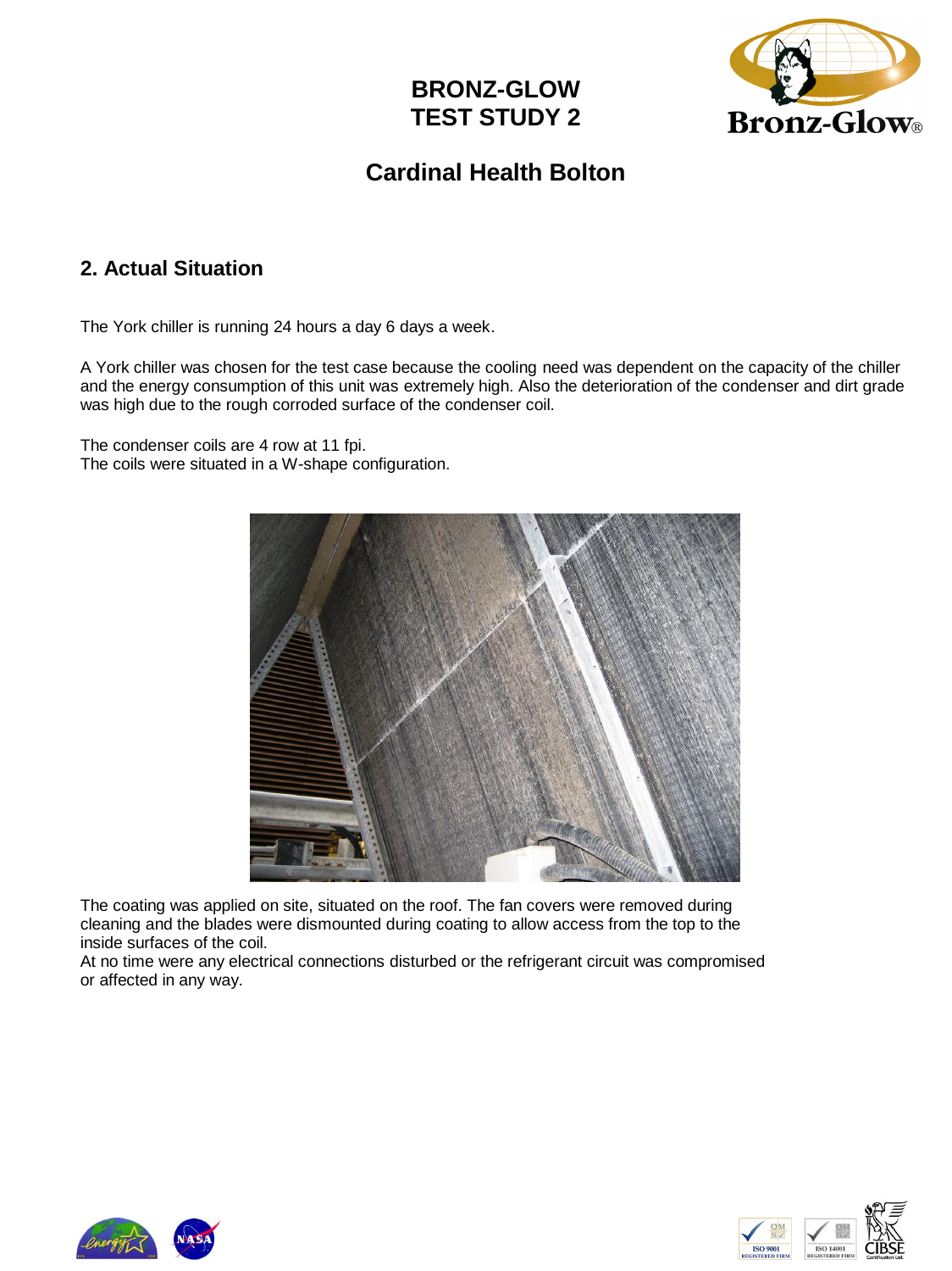# BRONZ-GLOW
# TEST STUDY 2

## Cardinal Health Bolton

## 2. Actual Situation

The York chiller is running 24 hours a day 6 days a week.

A York chiller was chosen for the test case because the cooling need was dependent on the capacity of the chiller and the energy consumption of this unit was extremely high. Also the deterioration of the condenser and dirt grade was high due to the rough corroded surface of the condenser coil.

The condenser coils are 4 row at 11 fpi.
The coils were situated in a W-shape configuration.

The coating was applied on site, situated on the roof. The fan covers were removed during cleaning and the blades were dismounted during coating to allow access from the top to the inside surfaces of the coil.
At no time were any electrical connections disturbed or the refrigerant circuit was compromised or affected in any way.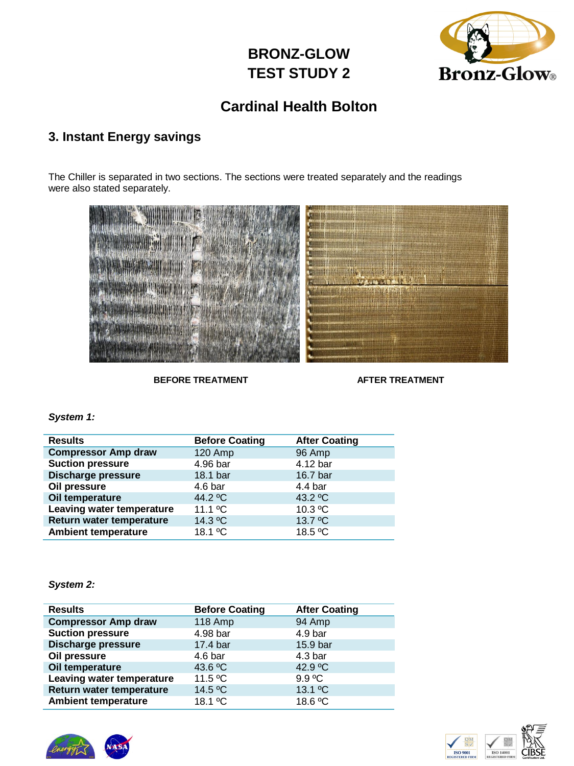# BRONZ-GLOW
# TEST STUDY 2

## Cardinal Health Bolton

### 3. Instant Energy savings

The Chiller is separated in two sections. The sections were treated separately and the readings were also stated separately.

**BEFORE TREATMENT** **AFTER TREATMENT**

***System 1:***

| Results | Before Coating | After Coating |
|---|---|---|
| **Compressor Amp draw** | 120 Amp | 96 Amp |
| **Suction pressure** | 4.96 bar | 4.12 bar |
| **Discharge pressure** | 18.1 bar | 16.7 bar |
| **Oil pressure** | 4.6 bar | 4.4 bar |
| **Oil temperature** | 44.2 ºC | 43.2 ºC |
| **Leaving water temperature** | 11.1 ºC | 10.3 ºC |
| **Return water temperature** | 14.3 ºC | 13.7 ºC |
| **Ambient temperature** | 18.1 ºC | 18.5 ºC |

***System 2:***

| Results | Before Coating | After Coating |
|---|---|---|
| **Compressor Amp draw** | 118 Amp | 94 Amp |
| **Suction pressure** | 4.98 bar | 4.9 bar |
| **Discharge pressure** | 17.4 bar | 15.9 bar |
| **Oil pressure** | 4.6 bar | 4.3 bar |
| **Oil temperature** | 43.6 ºC | 42.9 ºC |
| **Leaving water temperature** | 11.5 ºC | 9.9 ºC |
| **Return water temperature** | 14.5 ºC | 13.1 ºC |
| **Ambient temperature** | 18.1 ºC | 18.6 ºC |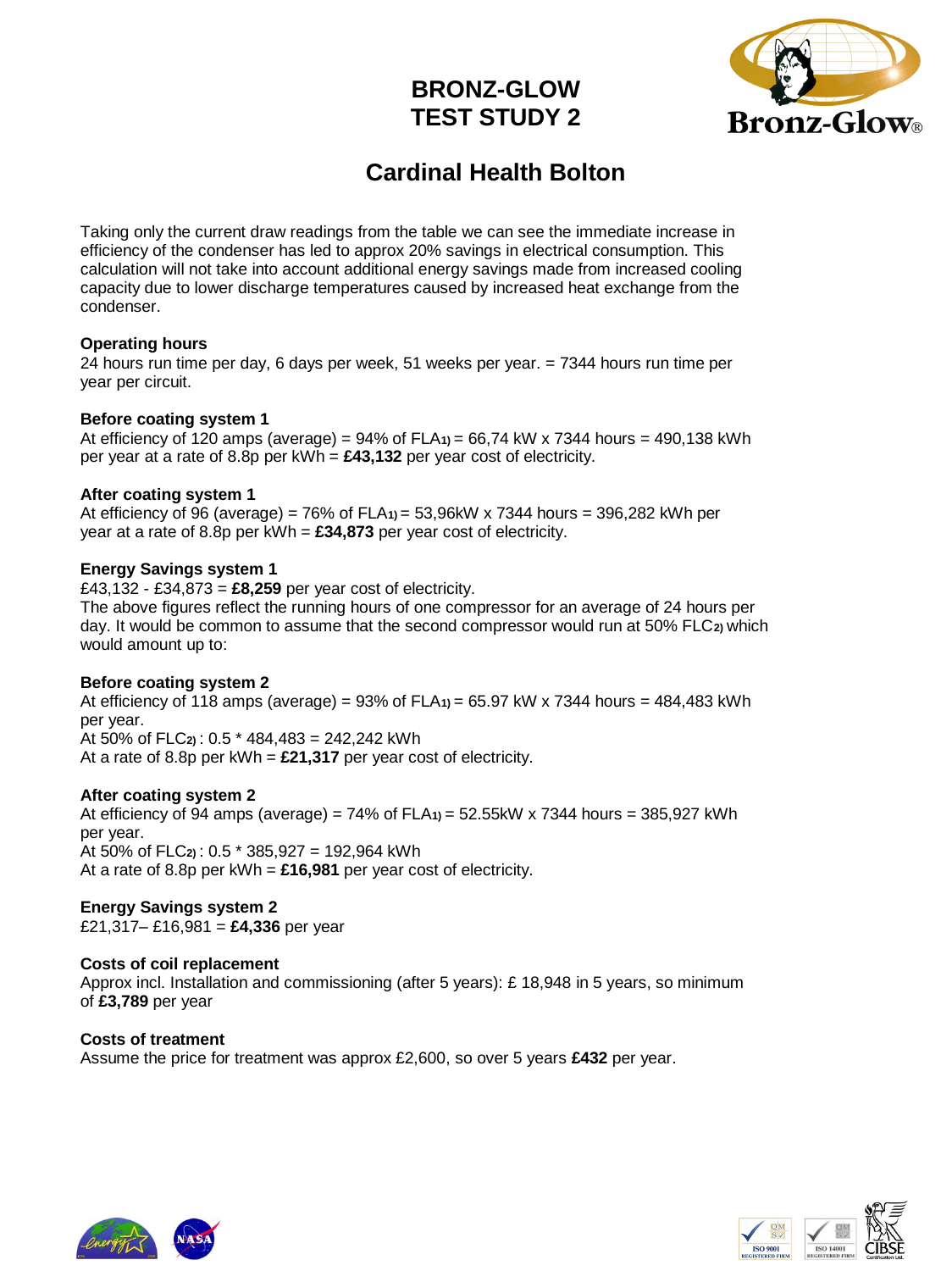# BRONZ-GLOW TEST STUDY 2

## Cardinal Health Bolton

Taking only the current draw readings from the table we can see the immediate increase in efficiency of the condenser has led to approx 20% savings in electrical consumption. This calculation will not take into account additional energy savings made from increased cooling capacity due to lower discharge temperatures caused by increased heat exchange from the condenser.

**Operating hours**
24 hours run time per day, 6 days per week, 51 weeks per year. = 7344 hours run time per year per circuit.

**Before coating system 1**
At efficiency of 120 amps (average) = 94% of FLA1) = 66,74 kW x 7344 hours = 490,138 kWh per year at a rate of 8.8p per kWh = **£43,132** per year cost of electricity.

**After coating system 1**
At efficiency of 96 (average) = 76% of FLA1) = 53,96kW x 7344 hours = 396,282 kWh per year at a rate of 8.8p per kWh = **£34,873** per year cost of electricity.

**Energy Savings system 1**
£43,132 - £34,873 = **£8,259** per year cost of electricity.
The above figures reflect the running hours of one compressor for an average of 24 hours per day. It would be common to assume that the second compressor would run at 50% FLC2) which would amount up to:

**Before coating system 2**
At efficiency of 118 amps (average) = 93% of FLA1) = 65.97 kW x 7344 hours = 484,483 kWh per year.
At 50% of FLC2) : 0.5 * 484,483 = 242,242 kWh
At a rate of 8.8p per kWh = **£21,317** per year cost of electricity.

**After coating system 2**
At efficiency of 94 amps (average) = 74% of FLA1) = 52.55kW x 7344 hours = 385,927 kWh per year.
At 50% of FLC2) : 0.5 * 385,927 = 192,964 kWh
At a rate of 8.8p per kWh = **£16,981** per year cost of electricity.

**Energy Savings system 2**
£21,317– £16,981 = **£4,336** per year

**Costs of coil replacement**
Approx incl. Installation and commissioning (after 5 years): £ 18,948 in 5 years, so minimum of **£3,789** per year

**Costs of treatment**
Assume the price for treatment was approx £2,600, so over 5 years **£432** per year.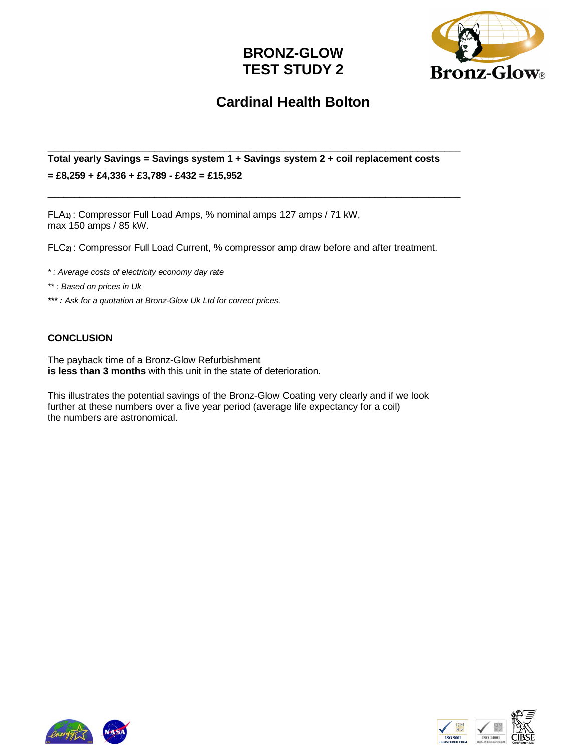# BRONZ-GLOW TEST STUDY 2

## Cardinal Health Bolton

---

**Total yearly Savings = Savings system 1 + Savings system 2 + coil replacement costs**

**= £8,259 + £4,336 + £3,789 - £432 = £15,952**

---

FLA**1)** : Compressor Full Load Amps, % nominal amps 127 amps / 71 kW,
max 150 amps / 85 kW.

FLC**2)** : Compressor Full Load Current, % compressor amp draw before and after treatment.

*\* : Average costs of electricity economy day rate*

*\*\* : Based on prices in Uk*

***\*\*\* :*** *Ask for a quotation at Bronz-Glow Uk Ltd for correct prices.*

### CONCLUSION

The payback time of a Bronz-Glow Refurbishment
**is less than 3 months** with this unit in the state of deterioration.

This illustrates the potential savings of the Bronz-Glow Coating very clearly and if we look further at these numbers over a five year period (average life expectancy for a coil) the numbers are astronomical.